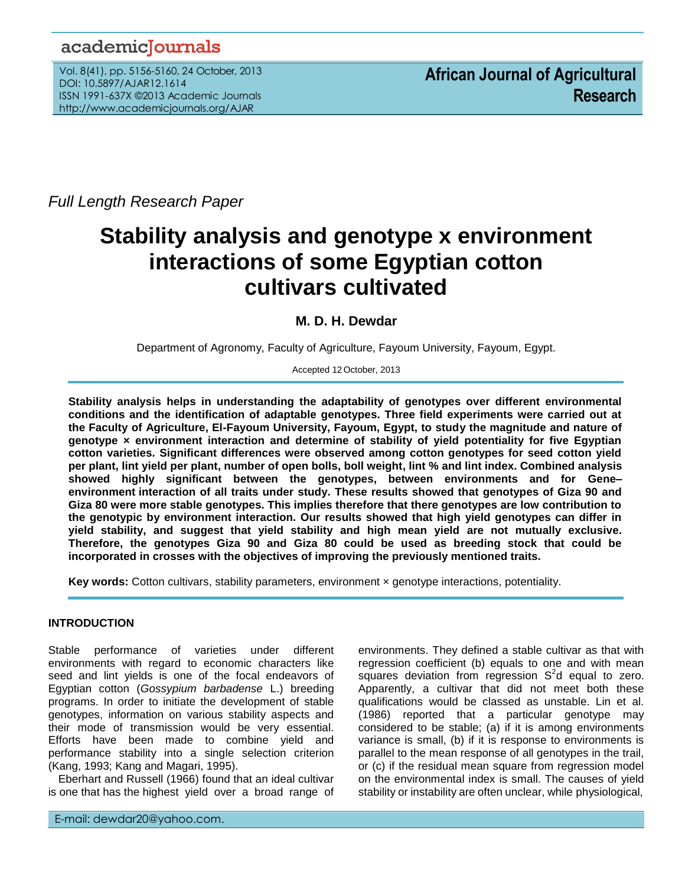Full Length Research Paper

# Stability analysis and genotype x environment interactions of some Egyptian cotton cultivars cultivated

**M. D. H. Dewdar**

Department of Agronomy, Faculty of Agriculture, Fayoum University, Fayoum, Egypt.

Accepted 12 October, 2013

**Stability analysis helps in understanding the adaptability of genotypes over different environmental conditions and the identification of adaptable genotypes. Three field experiments were carried out at the Faculty of Agriculture, El-Fayoum University, Fayoum, Egypt, to study the magnitude and nature of genotype × environment interaction and determine of stability of yield potentiality for five Egyptian cotton varieties. Significant differences were observed among cotton genotypes for seed cotton yield per plant, lint yield per plant, number of open bolls, boll weight, lint % and lint index. Combined analysis showed highly significant between the genotypes, between environments and for Gene–environment interaction of all traits under study. These results showed that genotypes of Giza 90 and Giza 80 were more stable genotypes. This implies therefore that there genotypes are low contribution to the genotypic by environment interaction. Our results showed that high yield genotypes can differ in yield stability, and suggest that yield stability and high mean yield are not mutually exclusive. Therefore, the genotypes Giza 90 and Giza 80 could be used as breeding stock that could be incorporated in crosses with the objectives of improving the previously mentioned traits.**

**Key words:** Cotton cultivars, stability parameters, environment × genotype interactions, potentiality.

## INTRODUCTION

Stable performance of varieties under different environments with regard to economic characters like seed and lint yields is one of the focal endeavors of Egyptian cotton (*Gossypium barbadense* L.) breeding programs. In order to initiate the development of stable genotypes, information on various stability aspects and their mode of transmission would be very essential. Efforts have been made to combine yield and performance stability into a single selection criterion (Kang, 1993; Kang and Magari, 1995).

Eberhart and Russell (1966) found that an ideal cultivar is one that has the highest yield over a broad range of environments. They defined a stable cultivar as that with regression coefficient (b) equals to one and with mean squares deviation from regression $S^2d$ equal to zero. Apparently, a cultivar that did not meet both these qualifications would be classed as unstable. Lin et al. (1986) reported that a particular genotype may considered to be stable; (a) if it is among environments variance is small, (b) if it is response to environments is parallel to the mean response of all genotypes in the trail, or (c) if the residual mean square from regression model on the environmental index is small. The causes of yield stability or instability are often unclear, while physiological,

E-mail: dewdar20@yahoo.com.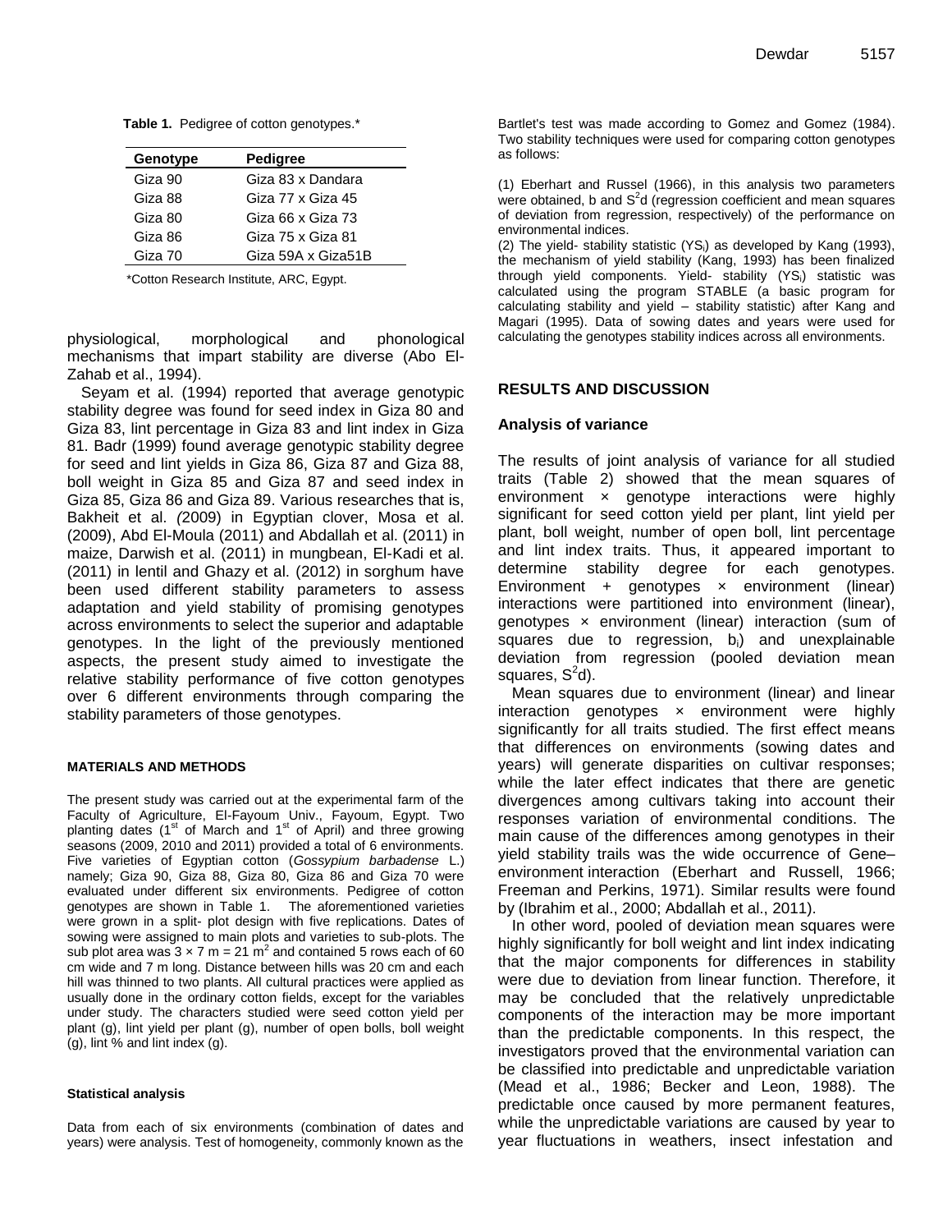**Table 1.** Pedigree of cotton genotypes.*

| Genotype | Pedigree |
|---|---|
| Giza 90 | Giza 83 x Dandara |
| Giza 88 | Giza 77 x Giza 45 |
| Giza 80 | Giza 66 x Giza 73 |
| Giza 86 | Giza 75 x Giza 81 |
| Giza 70 | Giza 59A x Giza51B |

*Cotton Research Institute, ARC, Egypt.

physiological, morphological and phonological mechanisms that impart stability are diverse (Abo El-Zahab et al., 1994).

Seyam et al. (1994) reported that average genotypic stability degree was found for seed index in Giza 80 and Giza 83, lint percentage in Giza 83 and lint index in Giza 81. Badr (1999) found average genotypic stability degree for seed and lint yields in Giza 86, Giza 87 and Giza 88, boll weight in Giza 85 and Giza 87 and seed index in Giza 85, Giza 86 and Giza 89. Various researches that is, Bakheit et al. *(*2009) in Egyptian clover, Mosa et al. (2009), Abd El-Moula (2011) and Abdallah et al. (2011) in maize, Darwish et al. (2011) in mungbean, El-Kadi et al. (2011) in lentil and Ghazy et al. (2012) in sorghum have been used different stability parameters to assess adaptation and yield stability of promising genotypes across environments to select the superior and adaptable genotypes. In the light of the previously mentioned aspects, the present study aimed to investigate the relative stability performance of five cotton genotypes over 6 different environments through comparing the stability parameters of those genotypes.

## MATERIALS AND METHODS

The present study was carried out at the experimental farm of the Faculty of Agriculture, El-Fayoum Univ., Fayoum, Egypt. Two planting dates (1st of March and 1st of April) and three growing seasons (2009, 2010 and 2011) provided a total of 6 environments. Five varieties of Egyptian cotton (*Gossypium barbadense* L.) namely; Giza 90, Giza 88, Giza 80, Giza 86 and Giza 70 were evaluated under different six environments. Pedigree of cotton genotypes are shown in Table 1. The aforementioned varieties were grown in a split- plot design with five replications. Dates of sowing were assigned to main plots and varieties to sub-plots. The sub plot area was $3 \times 7$ m = 21 $m^2$ and contained 5 rows each of 60 cm wide and 7 m long. Distance between hills was 20 cm and each hill was thinned to two plants. All cultural practices were applied as usually done in the ordinary cotton fields, except for the variables under study. The characters studied were seed cotton yield per plant (g), lint yield per plant (g), number of open bolls, boll weight (g), lint % and lint index (g).

### Statistical analysis

Data from each of six environments (combination of dates and years) were analysis. Test of homogeneity, commonly known as the Bartlet's test was made according to Gomez and Gomez (1984). Two stability techniques were used for comparing cotton genotypes as follows:

(1) Eberhart and Russel (1966), in this analysis two parameters were obtained, b and $S^2d$ (regression coefficient and mean squares of deviation from regression, respectively) of the performance on environmental indices.

(2) The yield- stability statistic ($YS_i$) as developed by Kang (1993), the mechanism of yield stability (Kang, 1993) has been finalized through yield components. Yield- stability ($YS_i$) statistic was calculated using the program STABLE (a basic program for calculating stability and yield – stability statistic) after Kang and Magari (1995). Data of sowing dates and years were used for calculating the genotypes stability indices across all environments.

## RESULTS AND DISCUSSION

### Analysis of variance

The results of joint analysis of variance for all studied traits (Table 2) showed that the mean squares of environment × genotype interactions were highly significant for seed cotton yield per plant, lint yield per plant, boll weight, number of open boll, lint percentage and lint index traits. Thus, it appeared important to determine stability degree for each genotypes. Environment + genotypes × environment (linear) interactions were partitioned into environment (linear), genotypes × environment (linear) interaction (sum of squares due to regression, $b_i$) and unexplainable deviation from regression (pooled deviation mean squares, $S^2d$).

Mean squares due to environment (linear) and linear interaction genotypes × environment were highly significantly for all traits studied. The first effect means that differences on environments (sowing dates and years) will generate disparities on cultivar responses; while the later effect indicates that there are genetic divergences among cultivars taking into account their responses variation of environmental conditions. The main cause of the differences among genotypes in their yield stability trails was the wide occurrence of Gene–environment interaction (Eberhart and Russell, 1966; Freeman and Perkins, 1971). Similar results were found by (Ibrahim et al., 2000; Abdallah et al., 2011).

In other word, pooled of deviation mean squares were highly significantly for boll weight and lint index indicating that the major components for differences in stability were due to deviation from linear function. Therefore, it may be concluded that the relatively unpredictable components of the interaction may be more important than the predictable components. In this respect, the investigators proved that the environmental variation can be classified into predictable and unpredictable variation (Mead et al., 1986; Becker and Leon, 1988). The predictable once caused by more permanent features, while the unpredictable variations are caused by year to year fluctuations in weathers, insect infestation and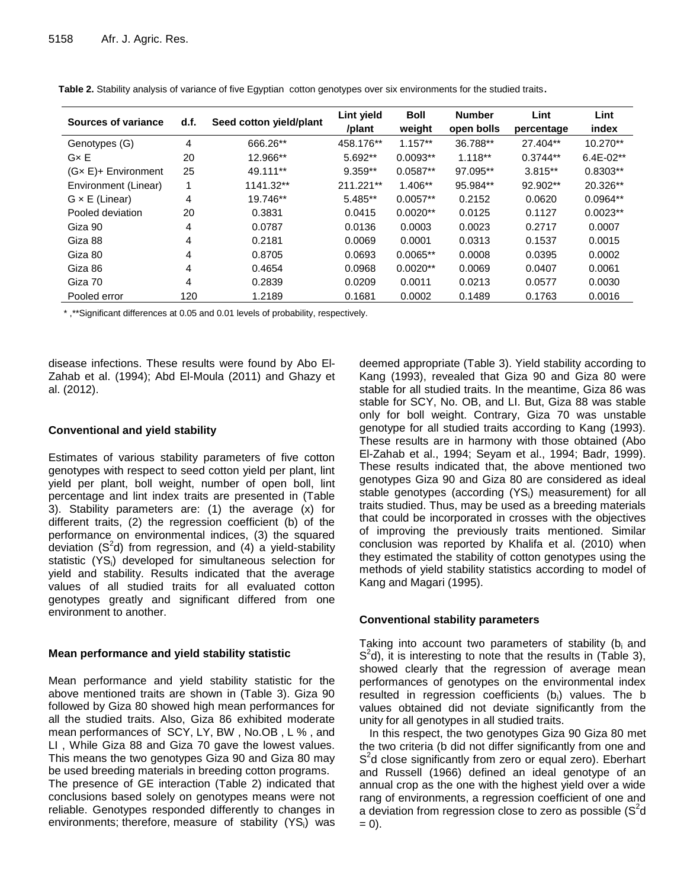**Table 2.** Stability analysis of variance of five Egyptian cotton genotypes over six environments for the studied traits.

| Sources of variance | d.f. | Seed cotton yield/plant | Lint yield /plant | Boll weight | Number open bolls | Lint percentage | Lint index |
|---|---|---|---|---|---|---|---|
| Genotypes (G) | 4 | 666.26** | 458.176** | 1.157** | 36.788** | 27.404** | 10.270** |
| G× E | 20 | 12.966** | 5.692** | 0.0093** | 1.118** | 0.3744** | 6.4E-02** |
| (G× E)+ Environment | 25 | 49.111** | 9.359** | 0.0587** | 97.095** | 3.815** | 0.8303** |
| Environment (Linear) | 1 | 1141.32** | 211.221** | 1.406** | 95.984** | 92.902** | 20.326** |
| G × E (Linear) | 4 | 19.746** | 5.485** | 0.0057** | 0.2152 | 0.0620 | 0.0964** |
| Pooled deviation | 20 | 0.3831 | 0.0415 | 0.0020** | 0.0125 | 0.1127 | 0.0023** |
| Giza 90 | 4 | 0.0787 | 0.0136 | 0.0003 | 0.0023 | 0.2717 | 0.0007 |
| Giza 88 | 4 | 0.2181 | 0.0069 | 0.0001 | 0.0313 | 0.1537 | 0.0015 |
| Giza 80 | 4 | 0.8705 | 0.0693 | 0.0065** | 0.0008 | 0.0395 | 0.0002 |
| Giza 86 | 4 | 0.4654 | 0.0968 | 0.0020** | 0.0069 | 0.0407 | 0.0061 |
| Giza 70 | 4 | 0.2839 | 0.0209 | 0.0011 | 0.0213 | 0.0577 | 0.0030 |
| Pooled error | 120 | 1.2189 | 0.1681 | 0.0002 | 0.1489 | 0.1763 | 0.0016 |

\* ,**Significant differences at 0.05 and 0.01 levels of probability, respectively.

disease infections. These results were found by Abo El-Zahab et al. (1994); Abd El-Moula (2011) and Ghazy et al. (2012).

### Conventional and yield stability

Estimates of various stability parameters of five cotton genotypes with respect to seed cotton yield per plant, lint yield per plant, boll weight, number of open boll, lint percentage and lint index traits are presented in (Table 3). Stability parameters are: (1) the average (x) for different traits, (2) the regression coefficient (b) of the performance on environmental indices, (3) the squared deviation ($S^2d$) from regression, and (4) a yield-stability statistic ($YS_i$) developed for simultaneous selection for yield and stability. Results indicated that the average values of all studied traits for all evaluated cotton genotypes greatly and significant differed from one environment to another.

### Mean performance and yield stability statistic

Mean performance and yield stability statistic for the above mentioned traits are shown in (Table 3). Giza 90 followed by Giza 80 showed high mean performances for all the studied traits. Also, Giza 86 exhibited moderate mean performances of SCY, LY, BW , No.OB , L % , and LI , While Giza 88 and Giza 70 gave the lowest values. This means the two genotypes Giza 90 and Giza 80 may be used breeding materials in breeding cotton programs.

The presence of GE interaction (Table 2) indicated that conclusions based solely on genotypes means were not reliable. Genotypes responded differently to changes in environments; therefore, measure of stability ($YS_i$) was deemed appropriate (Table 3). Yield stability according to Kang (1993), revealed that Giza 90 and Giza 80 were stable for all studied traits. In the meantime, Giza 86 was stable for SCY, No. OB, and LI. But, Giza 88 was stable only for boll weight. Contrary, Giza 70 was unstable genotype for all studied traits according to Kang (1993). These results are in harmony with those obtained (Abo El-Zahab et al., 1994; Seyam et al., 1994; Badr, 1999). These results indicated that, the above mentioned two genotypes Giza 90 and Giza 80 are considered as ideal stable genotypes (according ($YS_i$) measurement) for all traits studied. Thus, may be used as a breeding materials that could be incorporated in crosses with the objectives of improving the previously traits mentioned. Similar conclusion was reported by Khalifa et al. (2010) when they estimated the stability of cotton genotypes using the methods of yield stability statistics according to model of Kang and Magari (1995).

### Conventional stability parameters

Taking into account two parameters of stability ($b_i$ and $S^2d$), it is interesting to note that the results in (Table 3), showed clearly that the regression of average mean performances of genotypes on the environmental index resulted in regression coefficients ($b_i$) values. The b values obtained did not deviate significantly from the unity for all genotypes in all studied traits.

In this respect, the two genotypes Giza 90 Giza 80 met the two criteria (b did not differ significantly from one and $S^2d$ close significantly from zero or equal zero). Eberhart and Russell (1966) defined an ideal genotype of an annual crop as the one with the highest yield over a wide rang of environments, a regression coefficient of one and a deviation from regression close to zero as possible ($S^2d = 0$).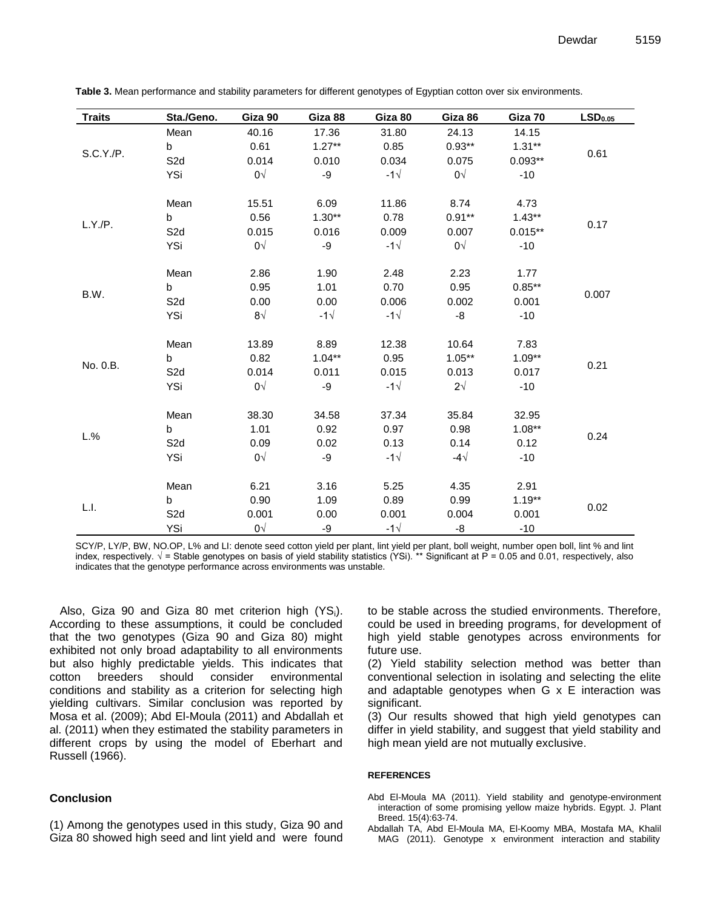**Table 3.** Mean performance and stability parameters for different genotypes of Egyptian cotton over six environments.

| Traits | Sta./Geno. | Giza 90 | Giza 88 | Giza 80 | Giza 86 | Giza 70 | $LSD_{0.05}$ |
|---|---|---|---|---|---|---|---|
| S.C.Y./P. | Mean | 40.16 | 17.36 | 31.80 | 24.13 | 14.15 | 0.61 |
| | b | 0.61 | 1.27** | 0.85 | 0.93** | 1.31** | |
| | S2d | 0.014 | 0.010 | 0.034 | 0.075 | 0.093** | |
| | YSi | 0√ | -9 | -1√ | 0√ | -10 | |
| L.Y./P. | Mean | 15.51 | 6.09 | 11.86 | 8.74 | 4.73 | 0.17 |
| | b | 0.56 | 1.30** | 0.78 | 0.91** | 1.43** | |
| | S2d | 0.015 | 0.016 | 0.009 | 0.007 | 0.015** | |
| | YSi | 0√ | -9 | -1√ | 0√ | -10 | |
| B.W. | Mean | 2.86 | 1.90 | 2.48 | 2.23 | 1.77 | 0.007 |
| | b | 0.95 | 1.01 | 0.70 | 0.95 | 0.85** | |
| | S2d | 0.00 | 0.00 | 0.006 | 0.002 | 0.001 | |
| | YSi | 8√ | -1√ | -1√ | -8 | -10 | |
| No. 0.B. | Mean | 13.89 | 8.89 | 12.38 | 10.64 | 7.83 | 0.21 |
| | b | 0.82 | 1.04** | 0.95 | 1.05** | 1.09** | |
| | S2d | 0.014 | 0.011 | 0.015 | 0.013 | 0.017 | |
| | YSi | 0√ | -9 | -1√ | 2√ | -10 | |
| L.% | Mean | 38.30 | 34.58 | 37.34 | 35.84 | 32.95 | 0.24 |
| | b | 1.01 | 0.92 | 0.97 | 0.98 | 1.08** | |
| | S2d | 0.09 | 0.02 | 0.13 | 0.14 | 0.12 | |
| | YSi | 0√ | -9 | -1√ | -4√ | -10 | |
| L.I. | Mean | 6.21 | 3.16 | 5.25 | 4.35 | 2.91 | 0.02 |
| | b | 0.90 | 1.09 | 0.89 | 0.99 | 1.19** | |
| | S2d | 0.001 | 0.00 | 0.001 | 0.004 | 0.001 | |
| | YSi | 0√ | -9 | -1√ | -8 | -10 | |

SCY/P, LY/P, BW, NO.OP, L% and LI: denote seed cotton yield per plant, lint yield per plant, boll weight, number open boll, lint % and lint index, respectively. √ = Stable genotypes on basis of yield stability statistics (YSi). ** Significant at P = 0.05 and 0.01, respectively, also indicates that the genotype performance across environments was unstable.

Also, Giza 90 and Giza 80 met criterion high ($YS_i$). According to these assumptions, it could be concluded that the two genotypes (Giza 90 and Giza 80) might exhibited not only broad adaptability to all environments but also highly predictable yields. This indicates that cotton breeders should consider environmental conditions and stability as a criterion for selecting high yielding cultivars. Similar conclusion was reported by Mosa et al. (2009); Abd El-Moula (2011) and Abdallah et al. (2011) when they estimated the stability parameters in different crops by using the model of Eberhart and Russell (1966).

## Conclusion

(1) Among the genotypes used in this study, Giza 90 and Giza 80 showed high seed and lint yield and were found to be stable across the studied environments. Therefore, could be used in breeding programs, for development of high yield stable genotypes across environments for future use.

(2) Yield stability selection method was better than conventional selection in isolating and selecting the elite and adaptable genotypes when G x E interaction was significant.

(3) Our results showed that high yield genotypes can differ in yield stability, and suggest that yield stability and high mean yield are not mutually exclusive.

#### REFERENCES

Abd El-Moula MA (2011). Yield stability and genotype-environment interaction of some promising yellow maize hybrids. Egypt. J. Plant Breed. 15(4):63-74.

Abdallah TA, Abd El-Moula MA, El-Koomy MBA, Mostafa MA, Khalil MAG (2011). Genotype x environment interaction and stability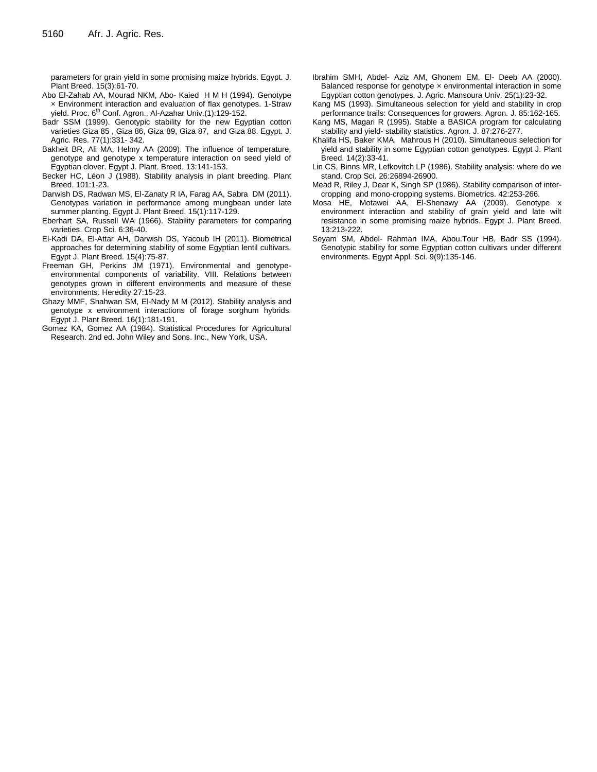parameters for grain yield in some promising maize hybrids. Egypt. J. Plant Breed. 15(3):61-70.

Abo El-Zahab AA, Mourad NKM, Abo- Kaied H M H (1994). Genotype × Environment interaction and evaluation of flax genotypes. 1-Straw yield. Proc. 6th Conf. Agron., Al-Azahar Univ.(1):129-152.

Badr SSM (1999). Genotypic stability for the new Egyptian cotton varieties Giza 85 , Giza 86, Giza 89, Giza 87, and Giza 88. Egypt. J. Agric. Res. 77(1):331- 342.

Bakheit BR, Ali MA, Helmy AA (2009). The influence of temperature, genotype and genotype x temperature interaction on seed yield of Egyptian clover. Egypt J. Plant. Breed. 13:141-153.

Becker HC, Léon J (1988). Stability analysis in plant breeding. Plant Breed. 101:1-23.

Darwish DS, Radwan MS, El-Zanaty R IA, Farag AA, Sabra DM (2011). Genotypes variation in performance among mungbean under late summer planting. Egypt J. Plant Breed. 15(1):117-129.

Eberhart SA, Russell WA (1966). Stability parameters for comparing varieties. Crop Sci. 6:36-40.

El-Kadi DA, El-Attar AH, Darwish DS, Yacoub IH (2011). Biometrical approaches for determining stability of some Egyptian lentil cultivars. Egypt J. Plant Breed. 15(4):75-87.

Freeman GH, Perkins JM (1971). Environmental and genotype-environmental components of variability. VIII. Relations between genotypes grown in different environments and measure of these environments. Heredity 27:15-23.

Ghazy MMF, Shahwan SM, El-Nady M M (2012). Stability analysis and genotype x environment interactions of forage sorghum hybrids. Egypt J. Plant Breed. 16(1):181-191.

Gomez KA, Gomez AA (1984). Statistical Procedures for Agricultural Research. 2nd ed. John Wiley and Sons. Inc., New York, USA.

Ibrahim SMH, Abdel- Aziz AM, Ghonem EM, El- Deeb AA (2000). Balanced response for genotype × environmental interaction in some Egyptian cotton genotypes. J. Agric. Mansoura Univ. 25(1):23-32.

Kang MS (1993). Simultaneous selection for yield and stability in crop performance trails: Consequences for growers. Agron. J. 85:162-165.

Kang MS, Magari R (1995). Stable a BASICA program for calculating stability and yield- stability statistics. Agron. J. 87:276-277.

Khalifa HS, Baker KMA, Mahrous H (2010). Simultaneous selection for yield and stability in some Egyptian cotton genotypes. Egypt J. Plant Breed. 14(2):33-41.

Lin CS, Binns MR, Lefkovitch LP (1986). Stability analysis: where do we stand. Crop Sci. 26:26894-26900.

Mead R, Riley J, Dear K, Singh SP (1986). Stability comparison of inter-cropping and mono-cropping systems. Biometrics. 42:253-266.

Mosa HE, Motawei AA, El-Shenawy AA (2009). Genotype x environment interaction and stability of grain yield and late wilt resistance in some promising maize hybrids. Egypt J. Plant Breed. 13:213-222.

Seyam SM, Abdel- Rahman IMA, Abou.Tour HB, Badr SS (1994). Genotypic stability for some Egyptian cotton cultivars under different environments. Egypt Appl. Sci. 9(9):135-146.